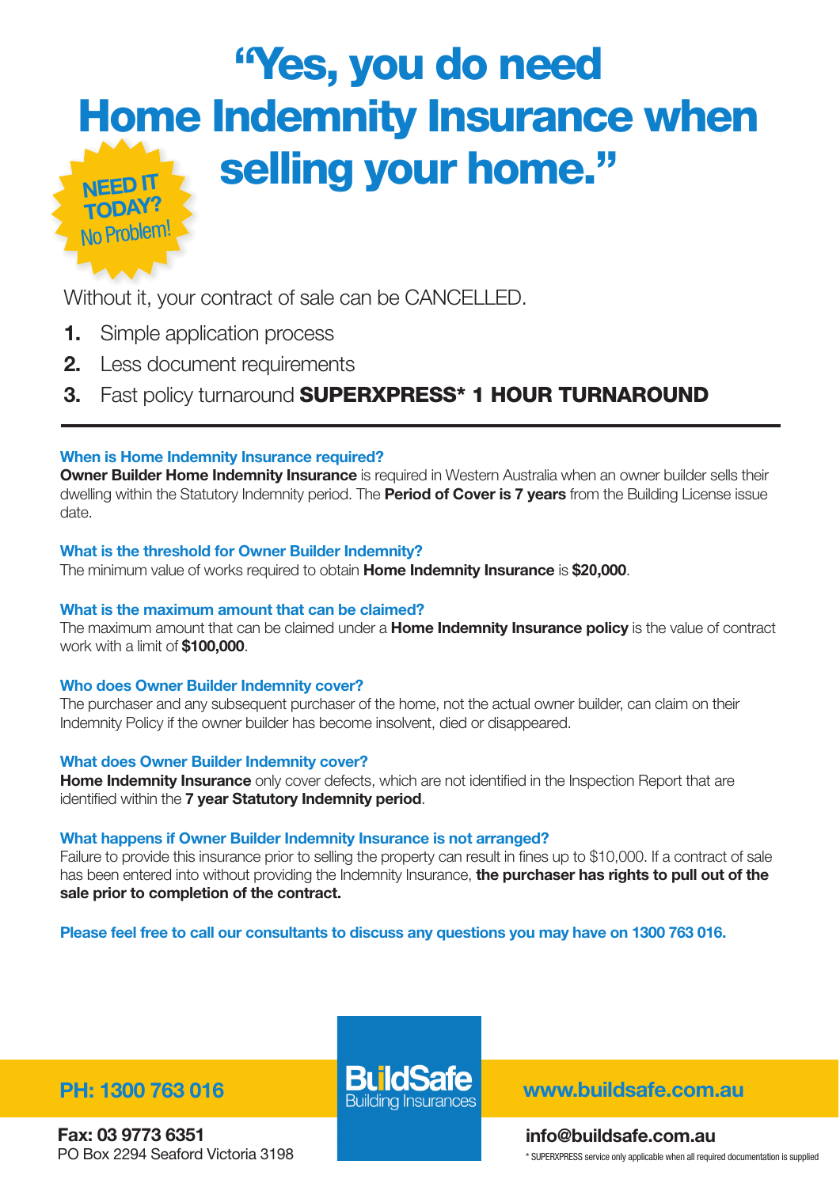# "Yes, you do need Home Indemnity Insurance when selling your home."

**NEED IT TODAY?** No Problem!

Without it, your contract of sale can be CANCELLED.

1. Simple application process
2. Less document requirements
3. Fast policy turnaround **SUPERXPRESS* 1 HOUR TURNAROUND**

---

### When is Home Indemnity Insurance required?

**Owner Builder Home Indemnity Insurance** is required in Western Australia when an owner builder sells their dwelling within the Statutory Indemnity period. The **Period of Cover is 7 years** from the Building License issue date.

### What is the threshold for Owner Builder Indemnity?

The minimum value of works required to obtain **Home Indemnity Insurance** is **$20,000**.

### What is the maximum amount that can be claimed?

The maximum amount that can be claimed under a **Home Indemnity Insurance policy** is the value of contract work with a limit of **$100,000**.

### Who does Owner Builder Indemnity cover?

The purchaser and any subsequent purchaser of the home, not the actual owner builder, can claim on their Indemnity Policy if the owner builder has become insolvent, died or disappeared.

### What does Owner Builder Indemnity cover?

**Home Indemnity Insurance** only cover defects, which are not identified in the Inspection Report that are identified within the **7 year Statutory Indemnity period**.

### What happens if Owner Builder Indemnity Insurance is not arranged?

Failure to provide this insurance prior to selling the property can result in fines up to $10,000. If a contract of sale has been entered into without providing the Indemnity Insurance, **the purchaser has rights to pull out of the sale prior to completion of the contract.**

**Please feel free to call our consultants to discuss any questions you may have on 1300 763 016.**

**PH: 1300 763 016**

**BuildSafe** Building Insurances

**www.buildsafe.com.au**

**Fax: 03 9773 6351**
PO Box 2294 Seaford Victoria 3198

**info@buildsafe.com.au**

* SUPERXPRESS service only applicable when all required documentation is supplied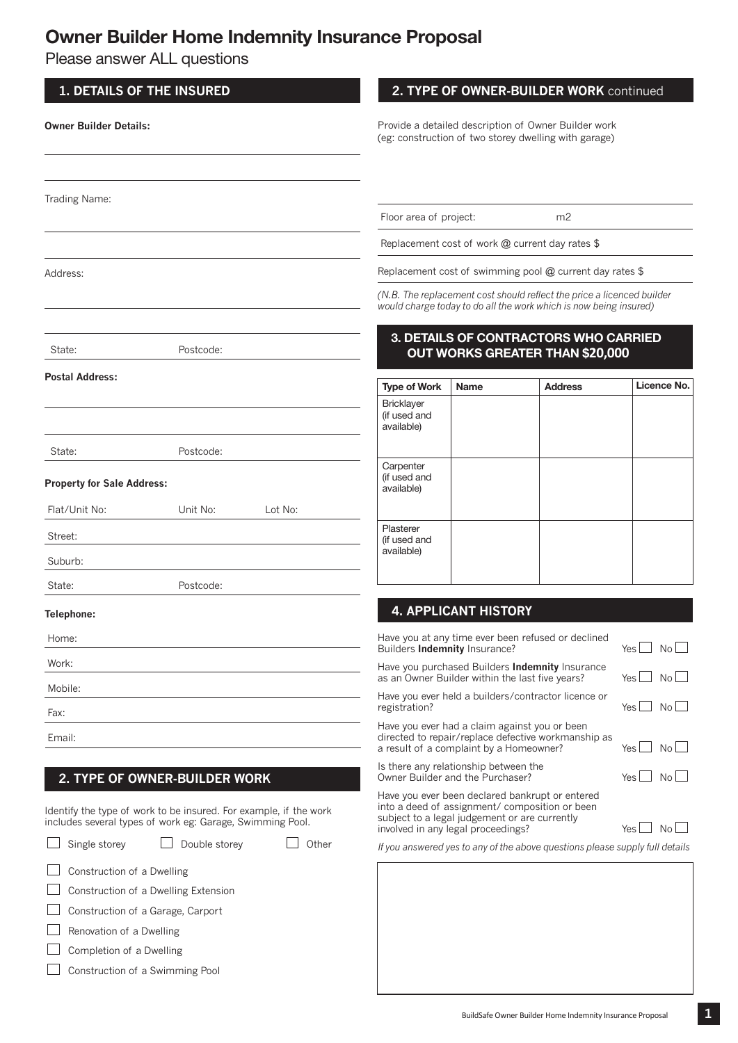# Owner Builder Home Indemnity Insurance Proposal

Please answer ALL questions

## 1. DETAILS OF THE INSURED

**Owner Builder Details:**

Trading Name:

Address:

State: Postcode:

**Postal Address:**

State: Postcode:

**Property for Sale Address:**

Flat/Unit No: Unit No: Lot No:

Street:

Suburb:

State: Postcode:

**Telephone:**

Home:

Work:

Mobile:

Fax:

Email:

## 2. TYPE OF OWNER-BUILDER WORK

Identify the type of work to be insured. For example, if the work includes several types of work eg: Garage, Swimming Pool.

☐ Single storey ☐ Double storey ☐ Other

☐ Construction of a Dwelling

☐ Construction of a Dwelling Extension

☐ Construction of a Garage, Carport

☐ Renovation of a Dwelling

☐ Completion of a Dwelling

☐ Construction of a Swimming Pool

## 2. TYPE OF OWNER-BUILDER WORK continued

Provide a detailed description of Owner Builder work (eg: construction of two storey dwelling with garage)

Floor area of project: m2

Replacement cost of work @ current day rates $

Replacement cost of swimming pool @ current day rates $

*(N.B. The replacement cost should reflect the price a licenced builder would charge today to do all the work which is now being insured)*

## 3. DETAILS OF CONTRACTORS WHO CARRIED OUT WORKS GREATER THAN $20,000

| Type of Work | Name | Address | Licence No. |
|---|---|---|---|
| Bricklayer (if used and available) | | | |
| Carpenter (if used and available) | | | |
| Plasterer (if used and available) | | | |

## 4. APPLICANT HISTORY

Have you at any time ever been refused or declined Builders **Indemnity** Insurance? Yes ☐ No ☐

Have you purchased Builders **Indemnity** Insurance as an Owner Builder within the last five years? Yes ☐ No ☐

Have you ever held a builders/contractor licence or registration? Yes ☐ No ☐

Have you ever had a claim against you or been directed to repair/replace defective workmanship as a result of a complaint by a Homeowner? Yes ☐ No ☐

Is there any relationship between the Owner Builder and the Purchaser? Yes ☐ No ☐

Have you ever been declared bankrupt or entered into a deed of assignment/ composition or been subject to a legal judgement or are currently involved in any legal proceedings? Yes ☐ No ☐

*If you answered yes to any of the above questions please supply full details*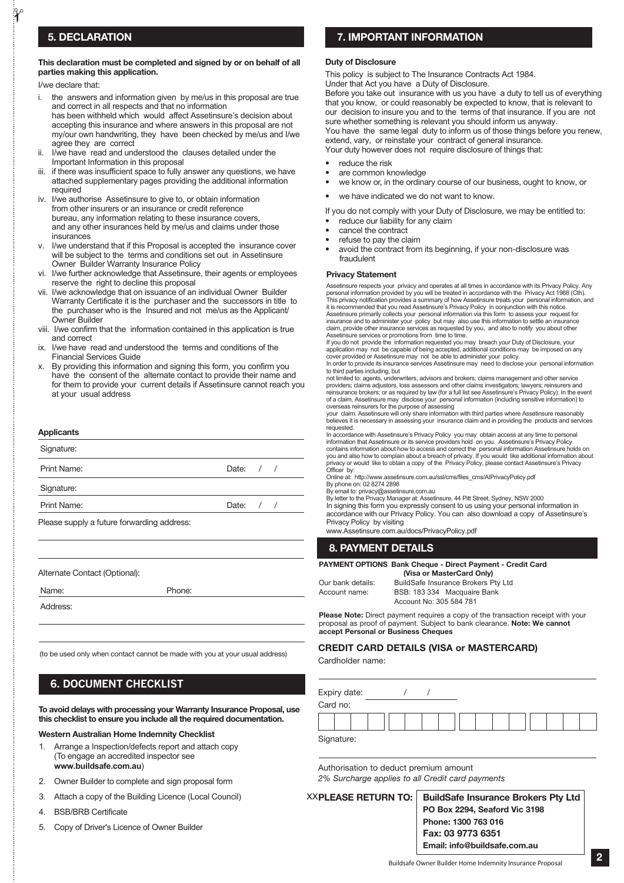## 5. DECLARATION

**This declaration must be completed and signed by or on behalf of all parties making this application.**

I/we declare that:

i. the answers and information given by me/us in this proposal are true and correct in all respects and that no information has been withheld which would affect Assetinsure's decision about accepting this insurance and where answers in this proposal are not my/our own handwriting, they have been checked by me/us and I/we agree they are correct
ii. I/we have read and understood the clauses detailed under the Important Information in this proposal
iii. if there was insufficient space to fully answer any questions, we have attached supplementary pages providing the additional information required
iv. I/we authorise Assetinsure to give to, or obtain information from other insurers or an insurance or credit reference bureau, any information relating to these insurance covers, and any other insurances held by me/us and claims under those insurances
v. I/we understand that if this Proposal is accepted the insurance cover will be subject to the terms and conditions set out in Assetinsure Owner Builder Warranty Insurance Policy
vi. I/we further acknowledge that Assetinsure, their agents or employees reserve the right to decline this proposal
vii. I/we acknowledge that on issuance of an individual Owner Builder Warranty Certificate it is the purchaser and the successors in title to the purchaser who is the Insured and not me/us as the Applicant/ Owner Builder
viii. I/we confirm that the information contained in this application is true and correct
ix. I/we have read and understood the terms and conditions of the Financial Services Guide
x. By providing this information and signing this form, you confirm you have the consent of the alternate contact to provide their name and for them to provide your current details if Assetinsure cannot reach you at your usual address

**Applicants**

Signature:

Print Name: Date: / /

Signature:

Print Name: Date: / /

Please supply a future forwarding address:

Alternate Contact (Optional):

Name: Phone:

Address:

(to be used only when contact cannot be made with you at your usual address)

## 6. DOCUMENT CHECKLIST

**To avoid delays with processing your Warranty Insurance Proposal, use this checklist to ensure you include all the required documentation.**

**Western Australian Home Indemnity Checklist**

1. Arrange a Inspection/defects report and attach copy (To engage an accredited inspector see **www.buildsafe.com.au**)
2. Owner Builder to complete and sign proposal form
3. Attach a copy of the Building Licence (Local Council)
4. BSB/BRB Certificate
5. Copy of Driver's Licence of Owner Builder

## 7. IMPORTANT INFORMATION

**Duty of Disclosure**

This policy is subject to The Insurance Contracts Act 1984.
Under that Act you have a Duty of Disclosure.
Before you take out insurance with us you have a duty to tell us of everything that you know, or could reasonably be expected to know, that is relevant to our decision to insure you and to the terms of that insurance. If you are not sure whether something is relevant you should inform us anyway.
You have the same legal duty to inform us of those things before you renew, extend, vary, or reinstate your contract of general insurance.
Your duty however does not require disclosure of things that:

- reduce the risk
- are common knowledge
- we know or, in the ordinary course of our business, ought to know, or
- we have indicated we do not want to know.

If you do not comply with your Duty of Disclosure, we may be entitled to:

- reduce our liability for any claim
- cancel the contract
- refuse to pay the claim
- avoid the contract from its beginning, if your non-disclosure was fraudulent

**Privacy Statement**

Assetinsure respects your privacy and operates at all times in accordance with its Privacy Policy. Any personal information provided by you will be treated in accordance with the Privacy Act 1988 (Cth). This privacy notification provides a summary of how Assetinsure treats your personal information, and it is recommended that you read Assetinsure's Privacy Policy in conjunction with this notice.
Assetinsure primarily collects your personal information via this form to assess your request for insurance and to administer your policy but may also use this information to settle an insurance claim, provide other insurance services as requested by you, and also to notify you about other Assetinsure services or promotions from time to time.
If you do not provide the information requested you may breach your Duty of Disclosure, your application may not be capable of being accepted, additional conditions may be imposed on any cover provided or Assetinsure may not be able to administer your policy.
In order to provide its insurance services Assetinsure may need to disclose your personal information to third parties including, but not limited to: agents, underwriters, advisors and brokers; claims management and other service providers; claims adjustors, loss assessors and other claims investigators; lawyers; reinsurers and reinsurance brokers; or as required by law (for a full list see Assetinsure's Privacy Policy). In the event of a claim, Assetinsure may disclose your personal information (including sensitive information) to overseas reinsurers for the purpose of assessing your claim. Assetinsure will only share information with third parties where Assetinsure reasonably believes it is necessary in assessing your insurance claim and in providing the products and services requested.
In accordance with Assetinsure's Privacy Policy you may obtain access at any time to personal information that Assetinsure or its service providers hold on you. Assetinsure's Privacy Policy contains information about how to access and correct the personal information Assetinsure holds on you and also how to complain about a breach of privacy. If you would like additional information about privacy or would like to obtain a copy of the Privacy Policy, please contact Assetinsure's Privacy Officer by:
Online at: http://www.assetinsure.com.au/ssl/cms/files_cms/AIPrivacyPolicy.pdf
By phone on: 02 8274 2898
By email to: privacy@assetinsure.com.au
By letter to the Privacy Manager at: Assetinsure, 44 Pitt Street, Sydney, NSW 2000
In signing this form you expressly consent to us using your personal information in accordance with our Privacy Policy. You can also download a copy of Assetinsure's Privacy Policy by visiting
www.Assetinsure.com.au/docs/PrivacyPolicy.pdf

## 8. PAYMENT DETAILS

**PAYMENT OPTIONS Bank Cheque - Direct Payment - Credit Card (Visa or MasterCard Only)**

Our bank details: BuildSafe Insurance Brokers Pty Ltd
Account name: BSB: 183 334 Macquaire Bank
Account No: 305 584 781

**Please Note:** Direct payment requires a copy of the transaction receipt with your proposal as proof of payment. Subject to bank clearance. **Note: We cannot accept Personal or Business Cheques**

### CREDIT CARD DETAILS (VISA or MASTERCARD)

Cardholder name:

Expiry date: / /

Card no:

Signature:

Authorisation to deduct premium amount
*2% Surcharge applies to all Credit card payments*

XX**PLEASE RETURN TO:**
**BuildSafe Insurance Brokers Pty Ltd**
**PO Box 2294, Seaford Vic 3198**
**Phone: 1300 763 016**
**Fax: 03 9773 6351**
**Email: info@buildsafe.com.au**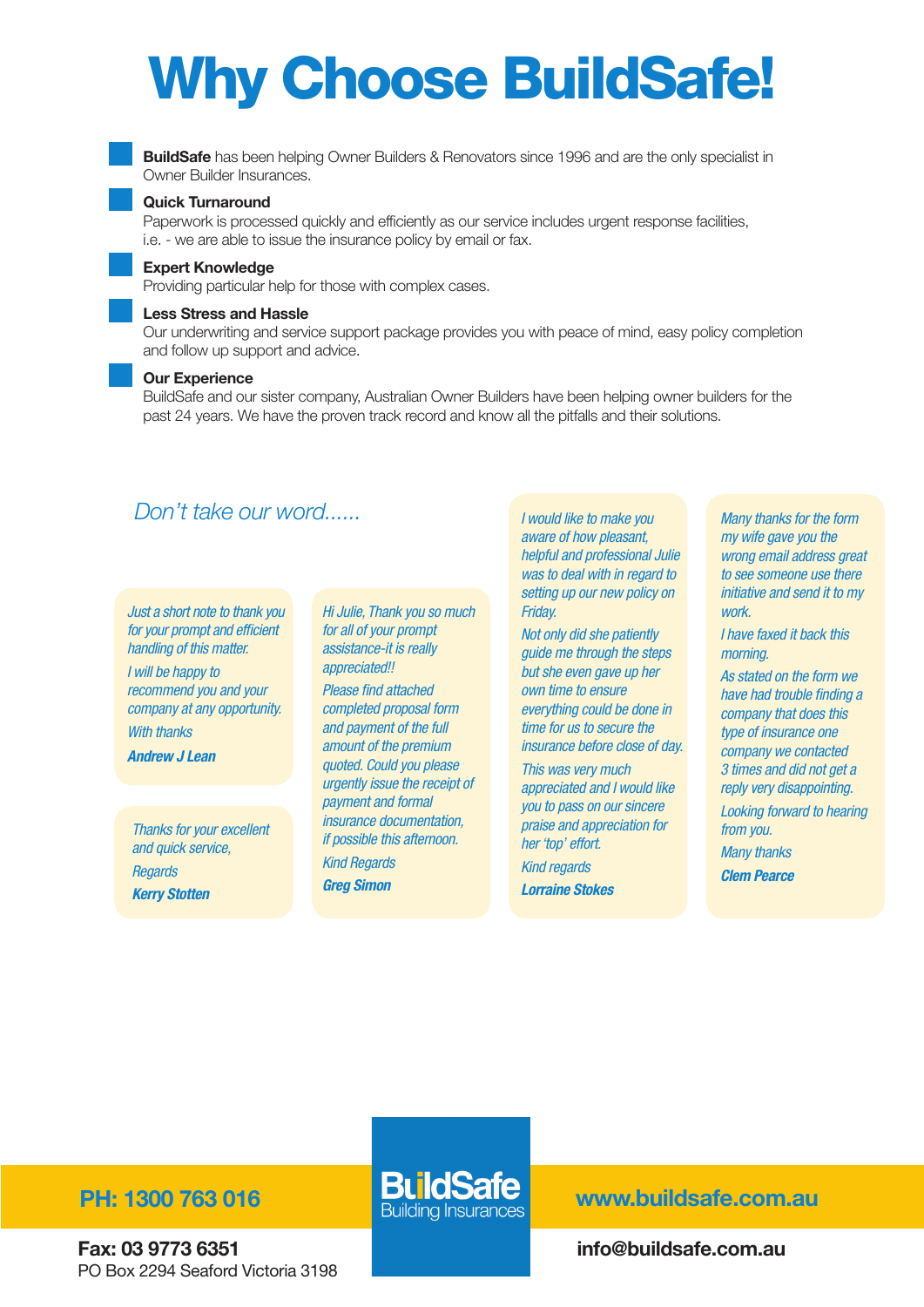# Why Choose BuildSafe!

- **BuildSafe** has been helping Owner Builders & Renovators since 1996 and are the only specialist in Owner Builder Insurances.
- **Quick Turnaround**
  Paperwork is processed quickly and efficiently as our service includes urgent response facilities, i.e. - we are able to issue the insurance policy by email or fax.
- **Expert Knowledge**
  Providing particular help for those with complex cases.
- **Less Stress and Hassle**
  Our underwriting and service support package provides you with peace of mind, easy policy completion and follow up support and advice.
- **Our Experience**
  BuildSafe and our sister company, Australian Owner Builders have been helping owner builders for the past 24 years. We have the proven track record and know all the pitfalls and their solutions.

## *Don't take our word......*

*Just a short note to thank you for your prompt and efficient handling of this matter.*

*I will be happy to recommend you and your company at any opportunity.*

*With thanks*

***Andrew J Lean***

---

*Thanks for your excellent and quick service,*

*Regards*

***Kerry Stotten***

---

*Hi Julie, Thank you so much for all of your prompt assistance-it is really appreciated!!*

*Please find attached completed proposal form and payment of the full amount of the premium quoted. Could you please urgently issue the receipt of payment and formal insurance documentation, if possible this afternoon.*

*Kind Regards*

***Greg Simon***

---

*I would like to make you aware of how pleasant, helpful and professional Julie was to deal with in regard to setting up our new policy on Friday.*

*Not only did she patiently guide me through the steps but she even gave up her own time to ensure everything could be done in time for us to secure the insurance before close of day.*

*This was very much appreciated and I would like you to pass on our sincere praise and appreciation for her 'top' effort.*

*Kind regards*

***Lorraine Stokes***

---

*Many thanks for the form my wife gave you the wrong email address great to see someone use there initiative and send it to my work.*

*I have faxed it back this morning.*

*As stated on the form we have had trouble finding a company that does this type of insurance one company we contacted 3 times and did not get a reply very disappointing.*

*Looking forward to hearing from you.*

*Many thanks*

***Clem Pearce***

---

**PH: 1300 763 016**

**BuildSafe** Building Insurances

**www.buildsafe.com.au**

**Fax: 03 9773 6351**
PO Box 2294 Seaford Victoria 3198

**info@buildsafe.com.au**